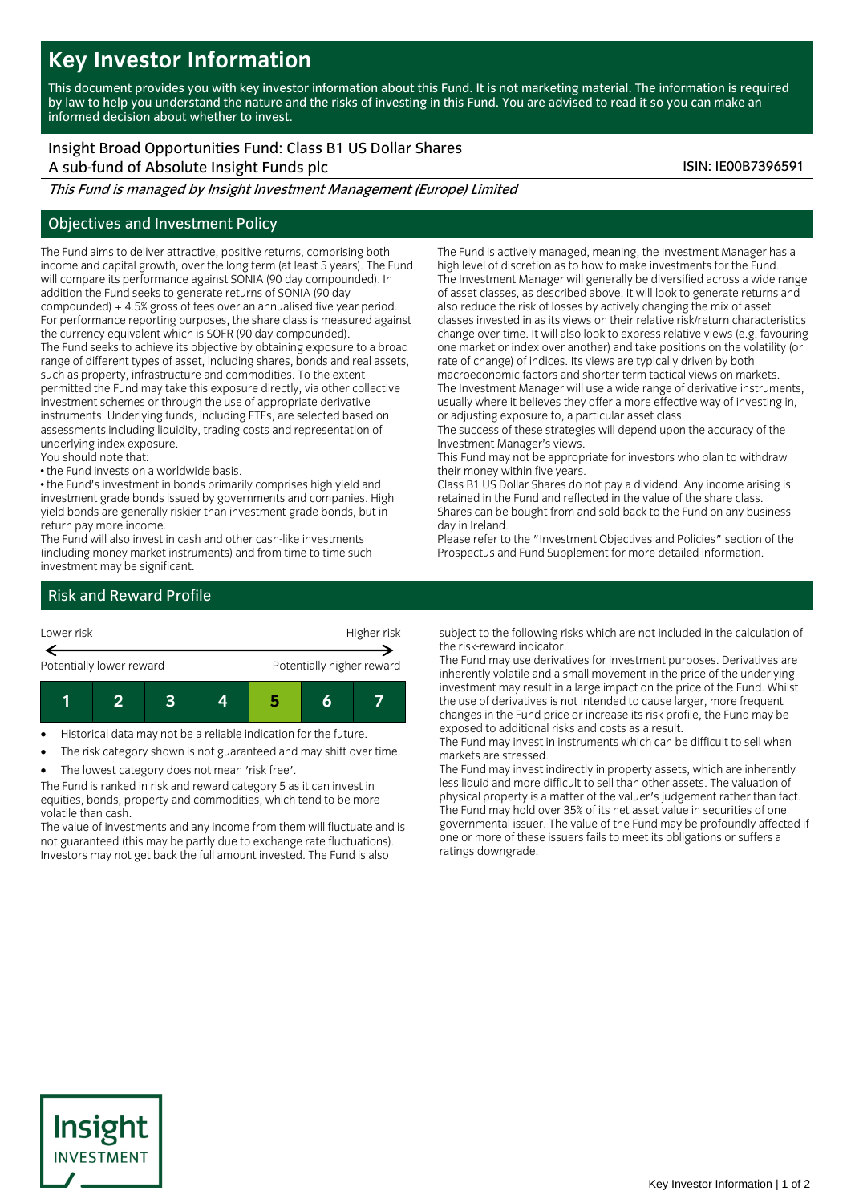# Key Investor Information

This document provides you with key investor information about this Fund. It is not marketing material. The information is required by law to help you understand the nature and the risks of investing in this Fund. You are advised to read it so you can make an informed decision about whether to invest.

Insight Broad Opportunities Fund: Class B1 US Dollar Shares
A sub-fund of Absolute Insight Funds plc

ISIN: IE00B7396591

*This Fund is managed by Insight Investment Management (Europe) Limited*

## Objectives and Investment Policy

The Fund aims to deliver attractive, positive returns, comprising both income and capital growth, over the long term (at least 5 years). The Fund will compare its performance against SONIA (90 day compounded). In addition the Fund seeks to generate returns of SONIA (90 day compounded) + 4.5% gross of fees over an annualised five year period. For performance reporting purposes, the share class is measured against the currency equivalent which is SOFR (90 day compounded).

The Fund seeks to achieve its objective by obtaining exposure to a broad range of different types of asset, including shares, bonds and real assets, such as property, infrastructure and commodities. To the extent permitted the Fund may take this exposure directly, via other collective investment schemes or through the use of appropriate derivative instruments. Underlying funds, including ETFs, are selected based on assessments including liquidity, trading costs and representation of underlying index exposure.

You should note that:

• the Fund invests on a worldwide basis.

• the Fund's investment in bonds primarily comprises high yield and investment grade bonds issued by governments and companies. High yield bonds are generally riskier than investment grade bonds, but in return pay more income.

The Fund will also invest in cash and other cash-like investments (including money market instruments) and from time to time such investment may be significant.

The Fund is actively managed, meaning, the Investment Manager has a high level of discretion as to how to make investments for the Fund.

The Investment Manager will generally be diversified across a wide range of asset classes, as described above. It will look to generate returns and also reduce the risk of losses by actively changing the mix of asset classes invested in as its views on their relative risk/return characteristics change over time. It will also look to express relative views (e.g. favouring one market or index over another) and take positions on the volatility (or rate of change) of indices. Its views are typically driven by both macroeconomic factors and shorter term tactical views on markets.

The Investment Manager will use a wide range of derivative instruments, usually where it believes they offer a more effective way of investing in, or adjusting exposure to, a particular asset class.

The success of these strategies will depend upon the accuracy of the Investment Manager's views.

This Fund may not be appropriate for investors who plan to withdraw their money within five years.

Class B1 US Dollar Shares do not pay a dividend. Any income arising is retained in the Fund and reflected in the value of the share class.

Shares can be bought from and sold back to the Fund on any business day in Ireland.

Please refer to the "Investment Objectives and Policies" section of the Prospectus and Fund Supplement for more detailed information.

## Risk and Reward Profile

Lower risk ← → Higher risk

Potentially lower reward — Potentially higher reward

| 1 | 2 | 3 | 4 | **5** | 6 | 7 |
|---|---|---|---|---|---|---|

- Historical data may not be a reliable indication for the future.
- The risk category shown is not guaranteed and may shift over time.
- The lowest category does not mean 'risk free'.

The Fund is ranked in risk and reward category 5 as it can invest in equities, bonds, property and commodities, which tend to be more volatile than cash.

The value of investments and any income from them will fluctuate and is not guaranteed (this may be partly due to exchange rate fluctuations). Investors may not get back the full amount invested. The Fund is also subject to the following risks which are not included in the calculation of the risk-reward indicator.

The Fund may use derivatives for investment purposes. Derivatives are inherently volatile and a small movement in the price of the underlying investment may result in a large impact on the price of the Fund. Whilst the use of derivatives is not intended to cause larger, more frequent changes in the Fund price or increase its risk profile, the Fund may be exposed to additional risks and costs as a result.

The Fund may invest in instruments which can be difficult to sell when markets are stressed.

The Fund may invest indirectly in property assets, which are inherently less liquid and more difficult to sell than other assets. The valuation of physical property is a matter of the valuer's judgement rather than fact.

The Fund may hold over 35% of its net asset value in securities of one governmental issuer. The value of the Fund may be profoundly affected if one or more of these issuers fails to meet its obligations or suffers a ratings downgrade.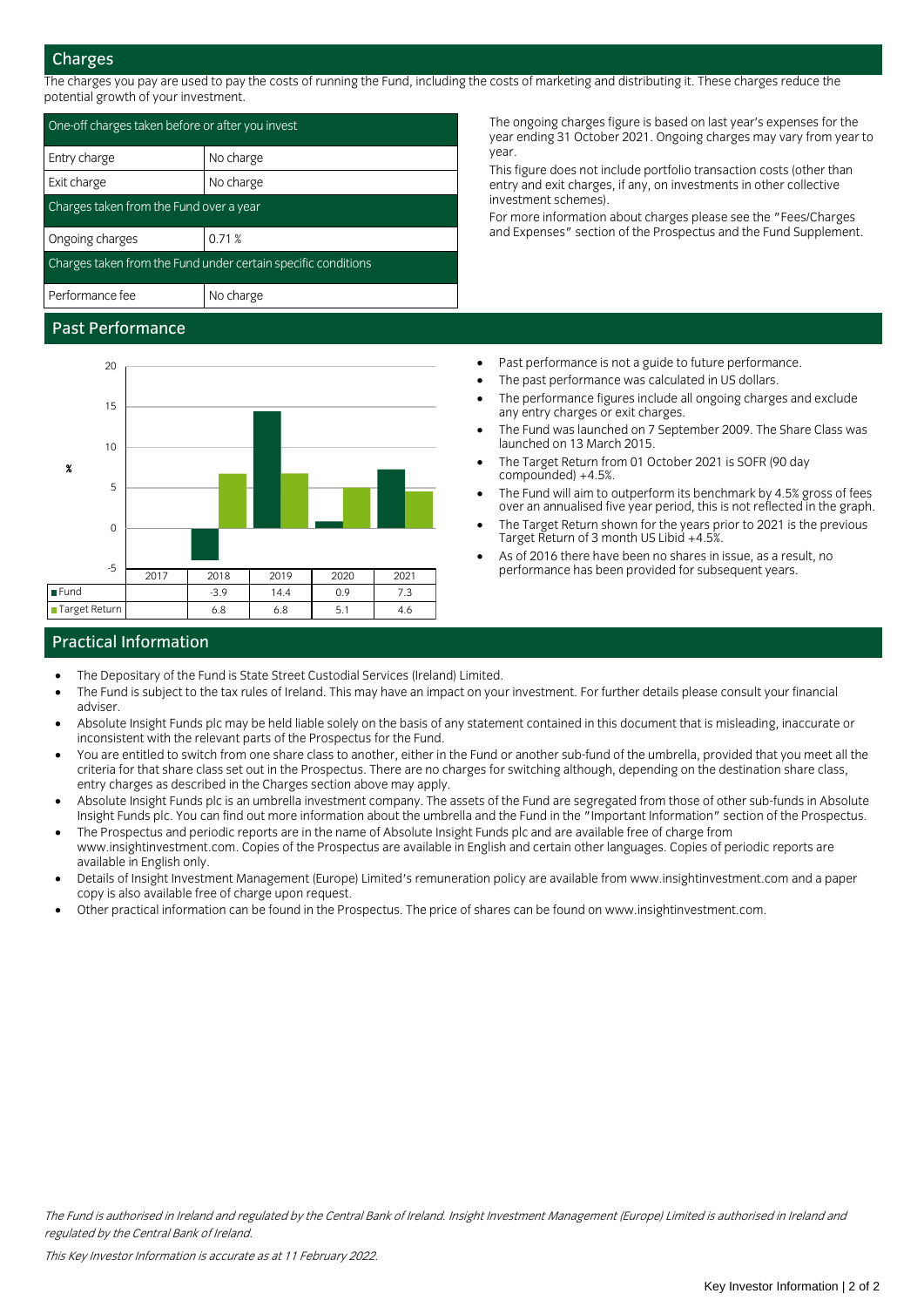## Charges

The charges you pay are used to pay the costs of running the Fund, including the costs of marketing and distributing it. These charges reduce the potential growth of your investment.

| One-off charges taken before or after you invest | |
|---|---|
| Entry charge | No charge |
| Exit charge | No charge |
| **Charges taken from the Fund over a year** | |
| Ongoing charges | 0.71 % |
| **Charges taken from the Fund under certain specific conditions** | |
| Performance fee | No charge |

The ongoing charges figure is based on last year's expenses for the year ending 31 October 2021. Ongoing charges may vary from year to year.

This figure does not include portfolio transaction costs (other than entry and exit charges, if any, on investments in other collective investment schemes).

For more information about charges please see the "Fees/Charges and Expenses" section of the Prospectus and the Fund Supplement.

## Past Performance

20
15
10
%
5
0
-5

2017 2018 2019 2020 2021

Fund: -3.9 14.4 0.9 7.3

Target Return: 6.8 6.8 5.1 4.6

- Past performance is not a guide to future performance.
- The past performance was calculated in US dollars.
- The performance figures include all ongoing charges and exclude any entry charges or exit charges.
- The Fund was launched on 7 September 2009. The Share Class was launched on 13 March 2015.
- The Target Return from 01 October 2021 is SOFR (90 day compounded) +4.5%.
- The Fund will aim to outperform its benchmark by 4.5% gross of fees over an annualised five year period, this is not reflected in the graph.
- The Target Return shown for the years prior to 2021 is the previous Target Return of 3 month US Libid +4.5%.
- As of 2016 there have been no shares in issue, as a result, no performance has been provided for subsequent years.

## Practical Information

- The Depositary of the Fund is State Street Custodial Services (Ireland) Limited.
- The Fund is subject to the tax rules of Ireland. This may have an impact on your investment. For further details please consult your financial adviser.
- Absolute Insight Funds plc may be held liable solely on the basis of any statement contained in this document that is misleading, inaccurate or inconsistent with the relevant parts of the Prospectus for the Fund.
- You are entitled to switch from one share class to another, either in the Fund or another sub-fund of the umbrella, provided that you meet all the criteria for that share class set out in the Prospectus. There are no charges for switching although, depending on the destination share class, entry charges as described in the Charges section above may apply.
- Absolute Insight Funds plc is an umbrella investment company. The assets of the Fund are segregated from those of other sub-funds in Absolute Insight Funds plc. You can find out more information about the umbrella and the Fund in the "Important Information" section of the Prospectus.
- The Prospectus and periodic reports are in the name of Absolute Insight Funds plc and are available free of charge from www.insightinvestment.com. Copies of the Prospectus are available in English and certain other languages. Copies of periodic reports are available in English only.
- Details of Insight Investment Management (Europe) Limited's remuneration policy are available from www.insightinvestment.com and a paper copy is also available free of charge upon request.
- Other practical information can be found in the Prospectus. The price of shares can be found on www.insightinvestment.com.

*The Fund is authorised in Ireland and regulated by the Central Bank of Ireland. Insight Investment Management (Europe) Limited is authorised in Ireland and regulated by the Central Bank of Ireland.*

*This Key Investor Information is accurate as at 11 February 2022.*